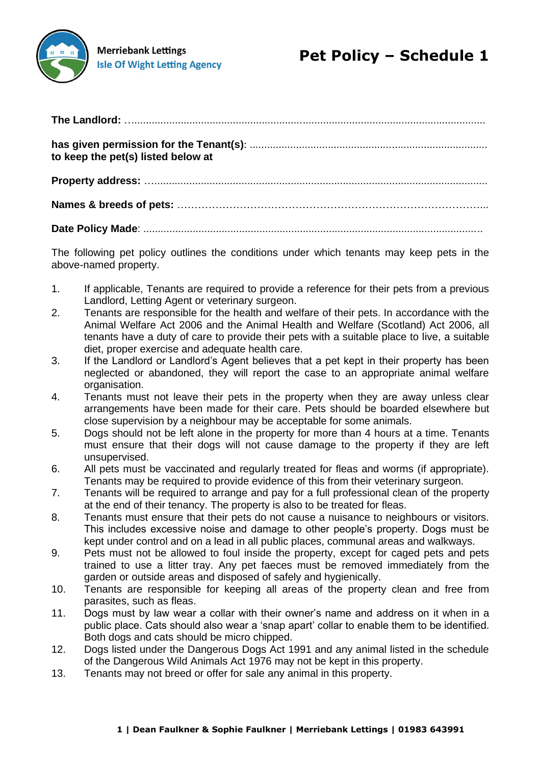Merriebank Lettings
Isle Of Wight Letting Agency

# Pet Policy – Schedule 1

**The Landlord:** ..........................................................................................................................

**has given permission for the Tenant(s)**: ..................................................................................
**to keep the pet(s) listed below at**

**Property address:** .....................................................................................................................

**Names & breeds of pets:** ……………………………………………………………………………...

**Date Policy Made**: ....................................................................................................................

The following pet policy outlines the conditions under which tenants may keep pets in the above-named property.

1. If applicable, Tenants are required to provide a reference for their pets from a previous Landlord, Letting Agent or veterinary surgeon.
2. Tenants are responsible for the health and welfare of their pets. In accordance with the Animal Welfare Act 2006 and the Animal Health and Welfare (Scotland) Act 2006, all tenants have a duty of care to provide their pets with a suitable place to live, a suitable diet, proper exercise and adequate health care.
3. If the Landlord or Landlord's Agent believes that a pet kept in their property has been neglected or abandoned, they will report the case to an appropriate animal welfare organisation.
4. Tenants must not leave their pets in the property when they are away unless clear arrangements have been made for their care. Pets should be boarded elsewhere but close supervision by a neighbour may be acceptable for some animals.
5. Dogs should not be left alone in the property for more than 4 hours at a time. Tenants must ensure that their dogs will not cause damage to the property if they are left unsupervised.
6. All pets must be vaccinated and regularly treated for fleas and worms (if appropriate). Tenants may be required to provide evidence of this from their veterinary surgeon.
7. Tenants will be required to arrange and pay for a full professional clean of the property at the end of their tenancy. The property is also to be treated for fleas.
8. Tenants must ensure that their pets do not cause a nuisance to neighbours or visitors. This includes excessive noise and damage to other people's property. Dogs must be kept under control and on a lead in all public places, communal areas and walkways.
9. Pets must not be allowed to foul inside the property, except for caged pets and pets trained to use a litter tray. Any pet faeces must be removed immediately from the garden or outside areas and disposed of safely and hygienically.
10. Tenants are responsible for keeping all areas of the property clean and free from parasites, such as fleas.
11. Dogs must by law wear a collar with their owner's name and address on it when in a public place. Cats should also wear a 'snap apart' collar to enable them to be identified. Both dogs and cats should be micro chipped.
12. Dogs listed under the Dangerous Dogs Act 1991 and any animal listed in the schedule of the Dangerous Wild Animals Act 1976 may not be kept in this property.
13. Tenants may not breed or offer for sale any animal in this property.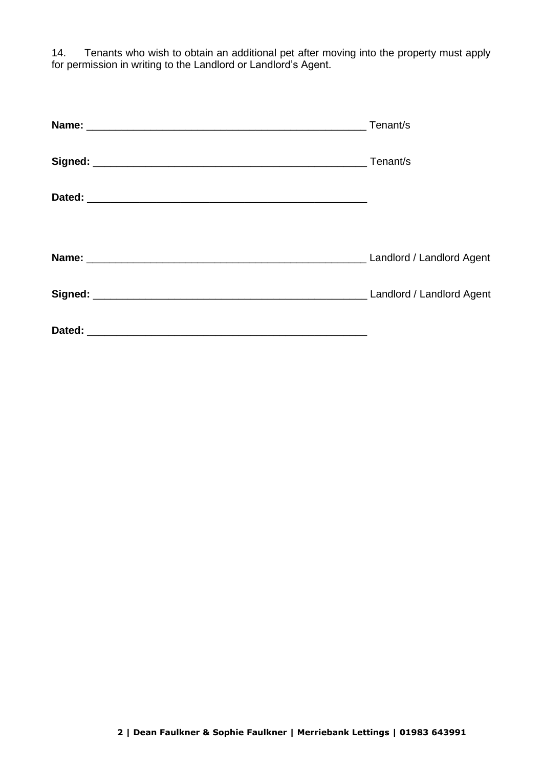14. Tenants who wish to obtain an additional pet after moving into the property must apply for permission in writing to the Landlord or Landlord's Agent.

**Name:** _______________________________________________ Tenant/s

**Signed:** _______________________________________________ Tenant/s

**Dated:** _______________________________________________

**Name:** _______________________________________________ Landlord / Landlord Agent

**Signed:** _______________________________________________ Landlord / Landlord Agent

**Dated:** _______________________________________________

**Dean Faulkner & Sophie Faulkner | Merriebank Lettings | 01983 643991**